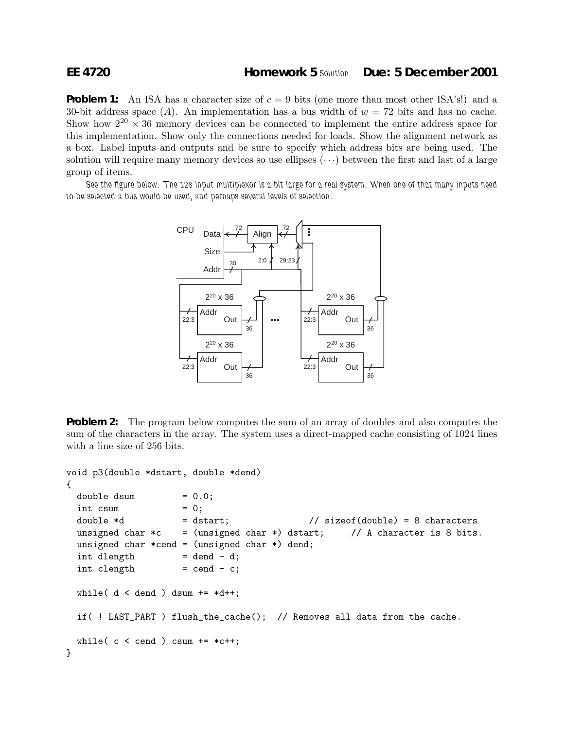**EE 4720 Homework 5** Solution **Due: 5 December 2001**

**Problem 1:** An ISA has a character size of $c = 9$ bits (one more than most other ISA's!) and a 30-bit address space ($A$). An implementation has a bus width of $w = 72$ bits and has no cache. Show how $2^{20} \times 36$ memory devices can be connected to implement the entire address space for this implementation. Show only the connections needed for loads. Show the alignment network as a box. Label inputs and outputs and be sure to specify which address bits are being used. The solution will require many memory devices so use ellipses ($\cdots$) between the first and last of a large group of items.

See the figure below. The 128-input multiplexor is a bit large for a real system. When one of that many inputs need to be selected a bus would be used, and perhaps several levels of selection.

**Problem 2:** The program below computes the sum of an array of doubles and also computes the sum of the characters in the array. The system uses a direct-mapped cache consisting of 1024 lines with a line size of 256 bits.

```
void p3(double *dstart, double *dend)
{
  double dsum          = 0.0;
  int csum             = 0;
  double *d            = dstart;                // sizeof(double) = 8 characters
  unsigned char *c     = (unsigned char *) dstart;     // A character is 8 bits.
  unsigned char *cend = (unsigned char *) dend;
  int dlength          = dend - d;
  int clength          = cend - c;

  while( d < dend ) dsum += *d++;

  if( ! LAST_PART ) flush_the_cache();  // Removes all data from the cache.

  while( c < cend ) csum += *c++;
}
```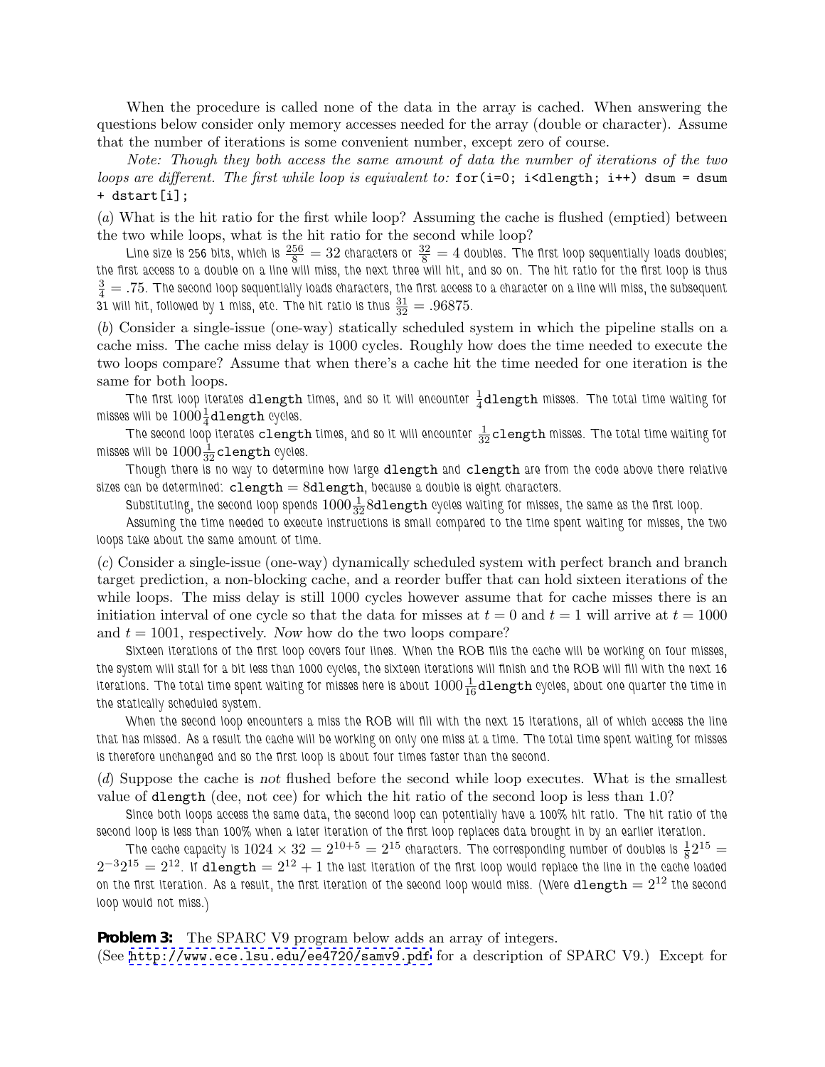When the procedure is called none of the data in the array is cached. When answering the questions below consider only memory accesses needed for the array (double or character). Assume that the number of iterations is some convenient number, except zero of course.

*Note: Though they both access the same amount of data the number of iterations of the two loops are different. The first while loop is equivalent to:* `for(i=0; i<dlength; i++) dsum = dsum + dstart[i];`

(*a*) What is the hit ratio for the first while loop? Assuming the cache is flushed (emptied) between the two while loops, what is the hit ratio for the second while loop?

Line size is 256 bits, which is $\frac{256}{8} = 32$ characters or $\frac{32}{8} = 4$ doubles. The first loop sequentially loads doubles; the first access to a double on a line will miss, the next three will hit, and so on. The hit ratio for the first loop is thus $\frac{3}{4} = .75$. The second loop sequentially loads characters, the first access to a character on a line will miss, the subsequent 31 will hit, followed by 1 miss, etc. The hit ratio is thus $\frac{31}{32} = .96875$.

(*b*) Consider a single-issue (one-way) statically scheduled system in which the pipeline stalls on a cache miss. The cache miss delay is 1000 cycles. Roughly how does the time needed to execute the two loops compare? Assume that when there's a cache hit the time needed for one iteration is the same for both loops.

The first loop iterates `dlength` times, and so it will encounter $\frac{1}{4}$`dlength` misses. The total time waiting for misses will be $1000\frac{1}{4}$`dlength` cycles.

The second loop iterates `clength` times, and so it will encounter $\frac{1}{32}$`clength` misses. The total time waiting for misses will be $1000\frac{1}{32}$`clength` cycles.

Though there is no way to determine how large `dlength` and `clength` are from the code above there relative sizes can be determined: `clength` $= 8$`dlength`, because a double is eight characters.

Substituting, the second loop spends $1000\frac{1}{32}8$`dlength` cycles waiting for misses, the same as the first loop.

Assuming the time needed to execute instructions is small compared to the time spent waiting for misses, the two loops take about the same amount of time.

(*c*) Consider a single-issue (one-way) dynamically scheduled system with perfect branch and branch target prediction, a non-blocking cache, and a reorder buffer that can hold sixteen iterations of the while loops. The miss delay is still 1000 cycles however assume that for cache misses there is an initiation interval of one cycle so that the data for misses at $t = 0$ and $t = 1$ will arrive at $t = 1000$ and $t = 1001$, respectively. *Now* how do the two loops compare?

Sixteen iterations of the first loop covers four lines. When the ROB fills the cache will be working on four misses, the system will stall for a bit less than 1000 cycles, the sixteen iterations will finish and the ROB will fill with the next 16 iterations. The total time spent waiting for misses here is about $1000\frac{1}{16}$`dlength` cycles, about one quarter the time in the statically scheduled system.

When the second loop encounters a miss the ROB will fill with the next 15 iterations, all of which access the line that has missed. As a result the cache will be working on only one miss at a time. The total time spent waiting for misses is therefore unchanged and so the first loop is about four times faster than the second.

(*d*) Suppose the cache is *not* flushed before the second while loop executes. What is the smallest value of `dlength` (dee, not cee) for which the hit ratio of the second loop is less than 1.0?

Since both loops access the same data, the second loop can potentially have a 100% hit ratio. The hit ratio of the second loop is less than 100% when a later iteration of the first loop replaces data brought in by an earlier iteration.

The cache capacity is $1024 \times 32 = 2^{10+5} = 2^{15}$ characters. The corresponding number of doubles is $\frac{1}{8}2^{15} = 2^{-3}2^{15} = 2^{12}$. If `dlength` $= 2^{12} + 1$ the last iteration of the first loop would replace the line in the cache loaded on the first iteration. As a result, the first iteration of the second loop would miss. (Were `dlength` $= 2^{12}$ the second loop would not miss.)

**Problem 3:** The SPARC V9 program below adds an array of integers.
(See http://www.ece.lsu.edu/ee4720/samv9.pdf for a description of SPARC V9.) Except for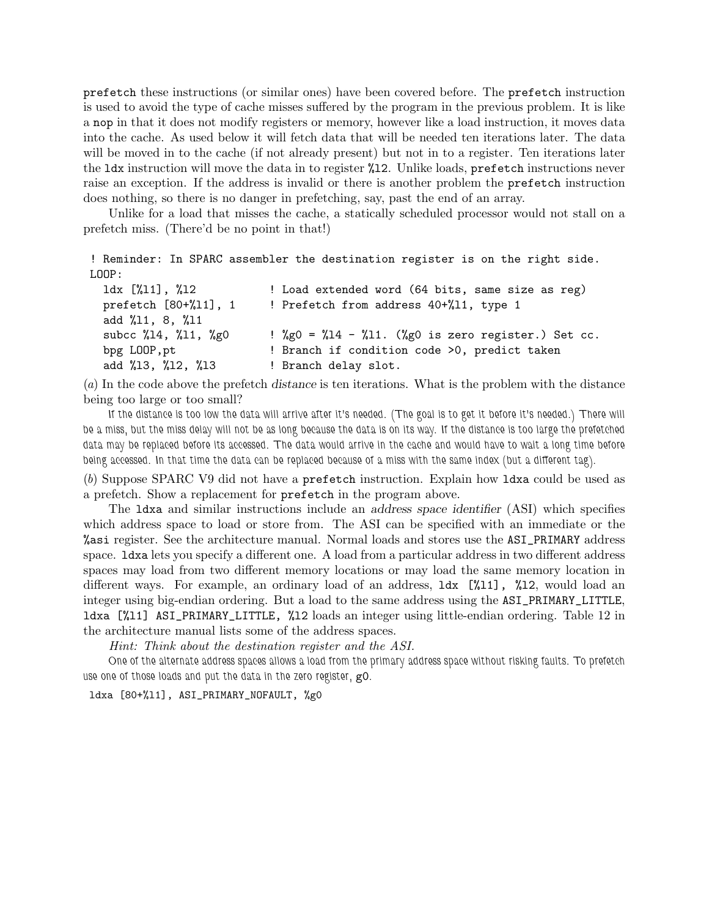prefetch these instructions (or similar ones) have been covered before. The prefetch instruction is used to avoid the type of cache misses suffered by the program in the previous problem. It is like a nop in that it does not modify registers or memory, however like a load instruction, it moves data into the cache. As used below it will fetch data that will be needed ten iterations later. The data will be moved in to the cache (if not already present) but not in to a register. Ten iterations later the ldx instruction will move the data in to register %l2. Unlike loads, prefetch instructions never raise an exception. If the address is invalid or there is another problem the prefetch instruction does nothing, so there is no danger in prefetching, say, past the end of an array.

Unlike for a load that misses the cache, a statically scheduled processor would not stall on a prefetch miss. (There'd be no point in that!)

```
! Reminder: In SPARC assembler the destination register is on the right side.
LOOP:
  ldx [%l1], %l2            ! Load extended word (64 bits, same size as reg)
  prefetch [80+%l1], 1      ! Prefetch from address 40+%l1, type 1
  add %l1, 8, %l1
  subcc %l4, %l1, %g0       ! %g0 = %l4 - %l1. (%g0 is zero register.) Set cc.
  bpg LOOP,pt               ! Branch if condition code >0, predict taken
  add %l3, %l2, %l3         ! Branch delay slot.
```

(*a*) In the code above the prefetch *distance* is ten iterations. What is the problem with the distance being too large or too small?

If the distance is too low the data will arrive after it's needed. (The goal is to get it before it's needed.) There will be a miss, but the miss delay will not be as long because the data is on its way. If the distance is too large the prefetched data may be replaced before its accessed. The data would arrive in the cache and would have to wait a long time before being accessed. In that time the data can be replaced because of a miss with the same index (but a different tag).

(*b*) Suppose SPARC V9 did not have a prefetch instruction. Explain how ldxa could be used as a prefetch. Show a replacement for prefetch in the program above.

The ldxa and similar instructions include an *address space identifier* (ASI) which specifies which address space to load or store from. The ASI can be specified with an immediate or the %asi register. See the architecture manual. Normal loads and stores use the ASI_PRIMARY address space. ldxa lets you specify a different one. A load from a particular address in two different address spaces may load from two different memory locations or may load the same memory location in different ways. For example, an ordinary load of an address, ldx [%l1], %l2, would load an integer using big-endian ordering. But a load to the same address using the ASI_PRIMARY_LITTLE, ldxa [%l1] ASI_PRIMARY_LITTLE, %l2 loads an integer using little-endian ordering. Table 12 in the architecture manual lists some of the address spaces.

*Hint: Think about the destination register and the ASI.*

One of the alternate address spaces allows a load from the primary address space without risking faults. To prefetch use one of those loads and put the data in the zero register, g0.

```
ldxa [80+%l1], ASI_PRIMARY_NOFAULT, %g0
```